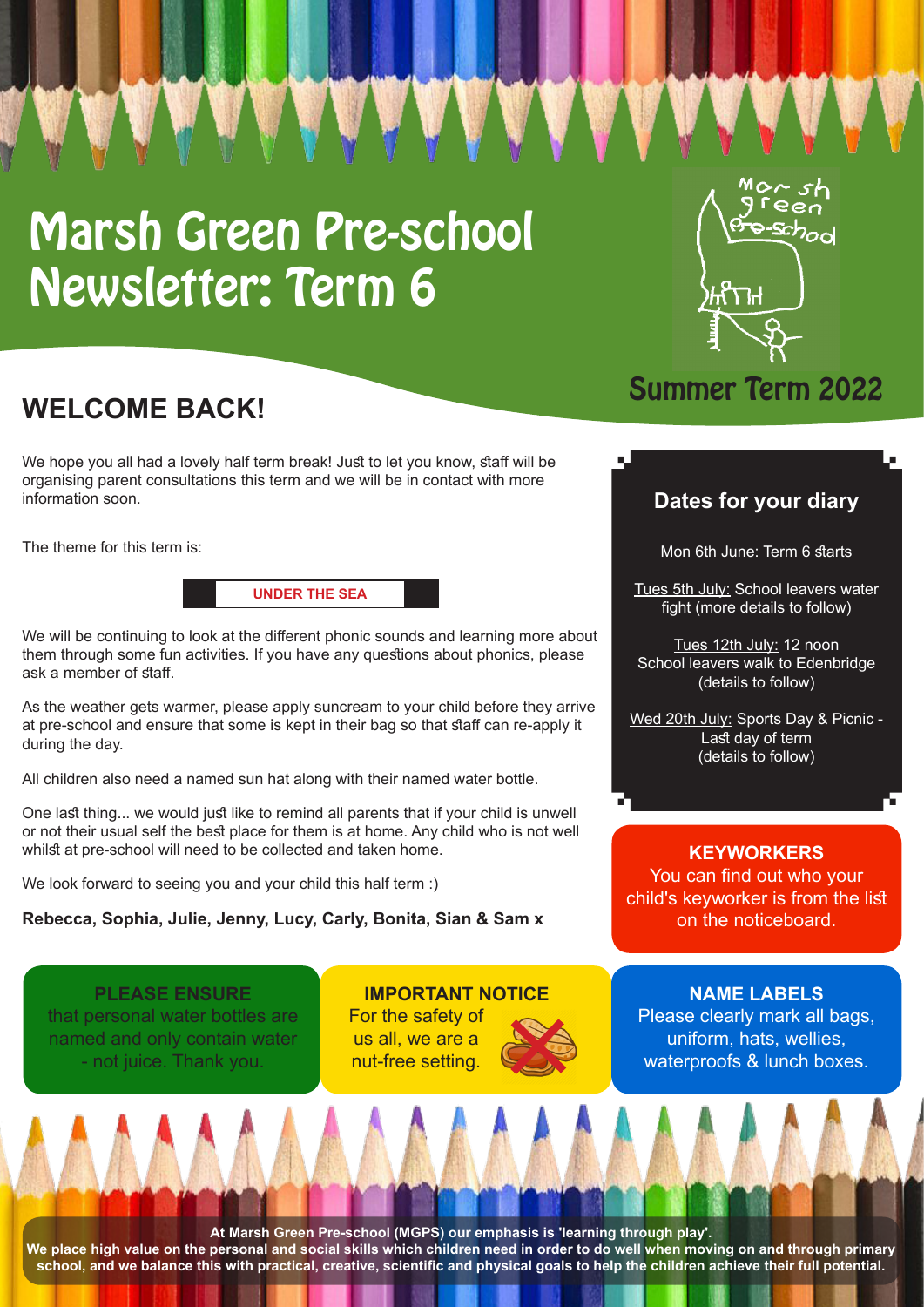# Marsh Green Pre-school Newsletter: Term 6

Marsh green pre-school

## Summer Term 2022

## WELCOME BACK!

We hope you all had a lovely half term break! Just to let you know, staff will be organising parent consultations this term and we will be in contact with more information soon.

The theme for this term is:

**UNDER THE SEA**

We will be continuing to look at the different phonic sounds and learning more about them through some fun activities. If you have any questions about phonics, please ask a member of staff.

As the weather gets warmer, please apply suncream to your child before they arrive at pre-school and ensure that some is kept in their bag so that staff can re-apply it during the day.

All children also need a named sun hat along with their named water bottle.

One last thing... we would just like to remind all parents that if your child is unwell or not their usual self the best place for them is at home. Any child who is not well whilst at pre-school will need to be collected and taken home.

We look forward to seeing you and your child this half term :)

**Rebecca, Sophia, Julie, Jenny, Lucy, Carly, Bonita, Sian & Sam x**

### Dates for your diary

Mon 6th June: Term 6 starts

Tues 5th July: School leavers water fight (more details to follow)

Tues 12th July: 12 noon School leavers walk to Edenbridge (details to follow)

Wed 20th July: Sports Day & Picnic - Last day of term (details to follow)

### KEYWORKERS

You can find out who your child's keyworker is from the list on the noticeboard.

### PLEASE ENSURE

that personal water bottles are named and only contain water - not juice. Thank you.

### IMPORTANT NOTICE

For the safety of us all, we are a nut-free setting.

### NAME LABELS

Please clearly mark all bags, uniform, hats, wellies, waterproofs & lunch boxes.

**At Marsh Green Pre-school (MGPS) our emphasis is 'learning through play'. We place high value on the personal and social skills which children need in order to do well when moving on and through primary school, and we balance this with practical, creative, scientific and physical goals to help the children achieve their full potential.**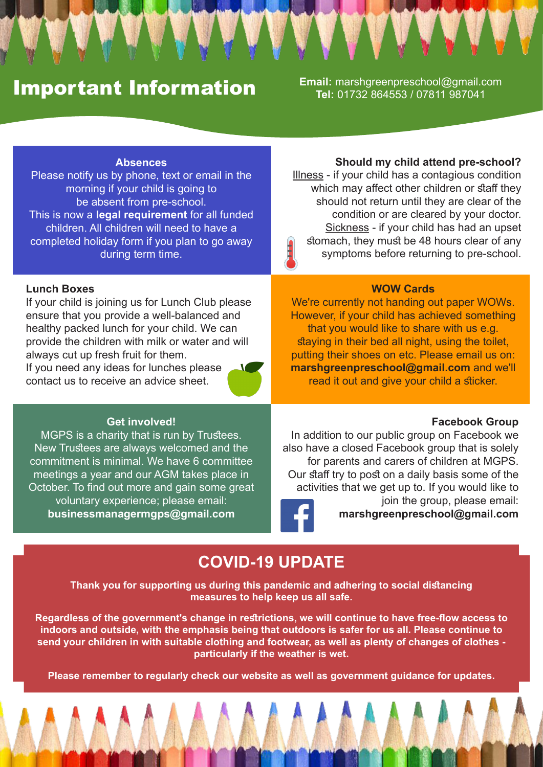# Important Information

**Email:** marshgreenpreschool@gmail.com
**Tel:** 01732 864553 / 07811 987041

### Absences

Please notify us by phone, text or email in the morning if your child is going to be absent from pre-school.
This is now a **legal requirement** for all funded children. All children will need to have a completed holiday form if you plan to go away during term time.

### Should my child attend pre-school?

Illness - if your child has a contagious condition which may affect other children or staff they should not return until they are clear of the condition or are cleared by your doctor.
Sickness - if your child has had an upset stomach, they must be 48 hours clear of any symptoms before returning to pre-school.

### Lunch Boxes

If your child is joining us for Lunch Club please ensure that you provide a well-balanced and healthy packed lunch for your child. We can provide the children with milk or water and will always cut up fresh fruit for them.
If you need any ideas for lunches please contact us to receive an advice sheet.

### WOW Cards

We're currently not handing out paper WOWs. However, if your child has achieved something that you would like to share with us e.g. staying in their bed all night, using the toilet, putting their shoes on etc. Please email us on: **marshgreenpreschool@gmail.com** and we'll read it out and give your child a sticker.

### Get involved!

MGPS is a charity that is run by Trustees. New Trustees are always welcomed and the commitment is minimal. We have 6 committee meetings a year and our AGM takes place in October. To find out more and gain some great voluntary experience; please email: **businessmanagermgps@gmail.com**

### Facebook Group

In addition to our public group on Facebook we also have a closed Facebook group that is solely for parents and carers of children at MGPS. Our staff try to post on a daily basis some of the activities that we get up to. If you would like to join the group, please email: **marshgreenpreschool@gmail.com**

## COVID-19 UPDATE

**Thank you for supporting us during this pandemic and adhering to social distancing measures to help keep us all safe.**

**Regardless of the government's change in restrictions, we will continue to have free-flow access to indoors and outside, with the emphasis being that outdoors is safer for us all. Please continue to send your children in with suitable clothing and footwear, as well as plenty of changes of clothes - particularly if the weather is wet.**

**Please remember to regularly check our website as well as government guidance for updates.**